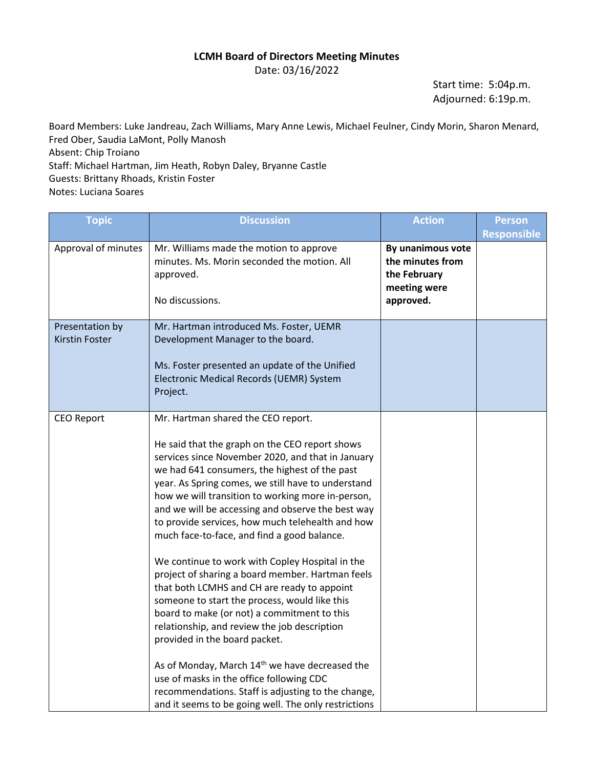**LCMH Board of Directors Meeting Minutes**

Date: 03/16/2022

Start time: 5:04p.m.
Adjourned: 6:19p.m.

Board Members: Luke Jandreau, Zach Williams, Mary Anne Lewis, Michael Feulner, Cindy Morin, Sharon Menard, Fred Ober, Saudia LaMont, Polly Manosh
Absent: Chip Troiano
Staff: Michael Hartman, Jim Heath, Robyn Daley, Bryanne Castle
Guests: Brittany Rhoads, Kristin Foster
Notes: Luciana Soares

| Topic | Discussion | Action | Person Responsible |
|---|---|---|---|
| Approval of minutes | Mr. Williams made the motion to approve minutes. Ms. Morin seconded the motion. All approved.<br><br>No discussions. | **By unanimous vote the minutes from the February meeting were approved.** | |
| Presentation by Kirstin Foster | Mr. Hartman introduced Ms. Foster, UEMR Development Manager to the board.<br><br>Ms. Foster presented an update of the Unified Electronic Medical Records (UEMR) System Project. | | |
| CEO Report | Mr. Hartman shared the CEO report.<br><br>He said that the graph on the CEO report shows services since November 2020, and that in January we had 641 consumers, the highest of the past year. As Spring comes, we still have to understand how we will transition to working more in-person, and we will be accessing and observe the best way to provide services, how much telehealth and how much face-to-face, and find a good balance.<br><br>We continue to work with Copley Hospital in the project of sharing a board member. Hartman feels that both LCMHS and CH are ready to appoint someone to start the process, would like this board to make (or not) a commitment to this relationship, and review the job description provided in the board packet.<br><br>As of Monday, March 14th we have decreased the use of masks in the office following CDC recommendations. Staff is adjusting to the change, and it seems to be going well. The only restrictions | | |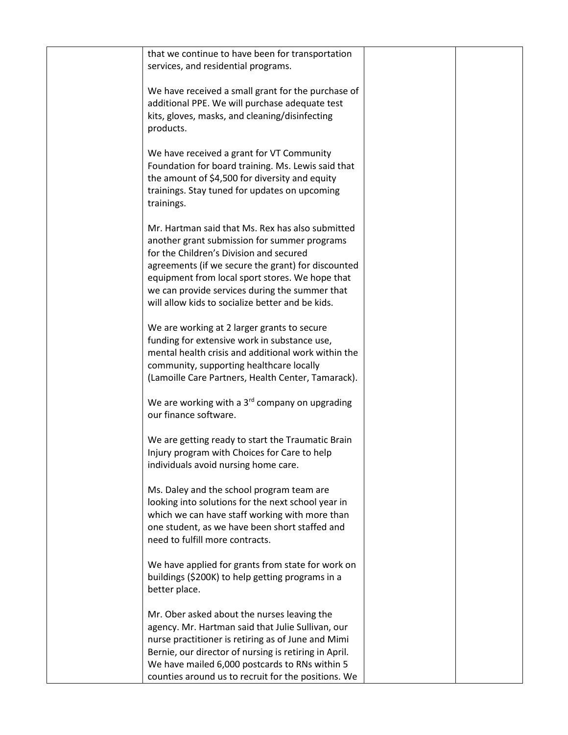| | | | |
|---|---|---|---|
| | that we continue to have been for transportation services, and residential programs.<br><br>We have received a small grant for the purchase of additional PPE. We will purchase adequate test kits, gloves, masks, and cleaning/disinfecting products.<br><br>We have received a grant for VT Community Foundation for board training. Ms. Lewis said that the amount of $4,500 for diversity and equity trainings. Stay tuned for updates on upcoming trainings.<br><br>Mr. Hartman said that Ms. Rex has also submitted another grant submission for summer programs for the Children's Division and secured agreements (if we secure the grant) for discounted equipment from local sport stores. We hope that we can provide services during the summer that will allow kids to socialize better and be kids.<br><br>We are working at 2 larger grants to secure funding for extensive work in substance use, mental health crisis and additional work within the community, supporting healthcare locally (Lamoille Care Partners, Health Center, Tamarack).<br><br>We are working with a 3rd company on upgrading our finance software.<br><br>We are getting ready to start the Traumatic Brain Injury program with Choices for Care to help individuals avoid nursing home care.<br><br>Ms. Daley and the school program team are looking into solutions for the next school year in which we can have staff working with more than one student, as we have been short staffed and need to fulfill more contracts.<br><br>We have applied for grants from state for work on buildings ($200K) to help getting programs in a better place.<br><br>Mr. Ober asked about the nurses leaving the agency. Mr. Hartman said that Julie Sullivan, our nurse practitioner is retiring as of June and Mimi Bernie, our director of nursing is retiring in April. We have mailed 6,000 postcards to RNs within 5 counties around us to recruit for the positions. We | | |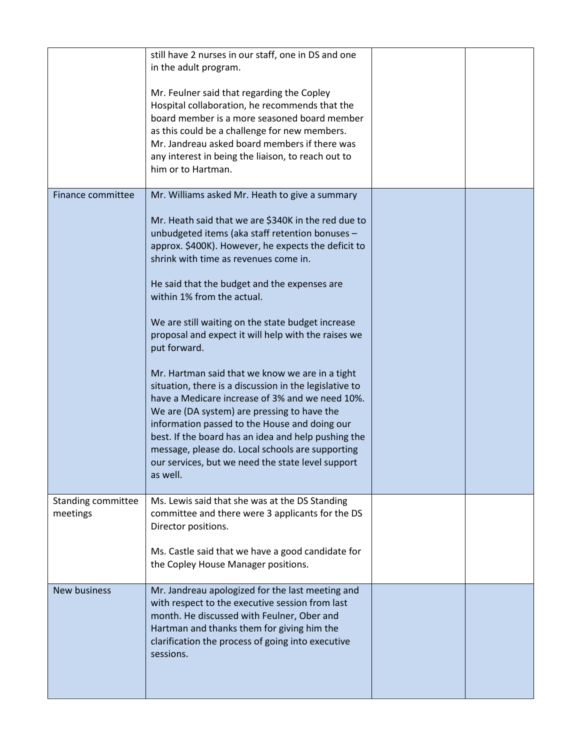| | | | |
|---|---|---|---|
| | still have 2 nurses in our staff, one in DS and one in the adult program.<br><br>Mr. Feulner said that regarding the Copley Hospital collaboration, he recommends that the board member is a more seasoned board member as this could be a challenge for new members. Mr. Jandreau asked board members if there was any interest in being the liaison, to reach out to him or to Hartman. | | |
| Finance committee | Mr. Williams asked Mr. Heath to give a summary<br><br>Mr. Heath said that we are $340K in the red due to unbudgeted items (aka staff retention bonuses – approx. $400K). However, he expects the deficit to shrink with time as revenues come in.<br><br>He said that the budget and the expenses are within 1% from the actual.<br><br>We are still waiting on the state budget increase proposal and expect it will help with the raises we put forward.<br><br>Mr. Hartman said that we know we are in a tight situation, there is a discussion in the legislative to have a Medicare increase of 3% and we need 10%. We are (DA system) are pressing to have the information passed to the House and doing our best. If the board has an idea and help pushing the message, please do. Local schools are supporting our services, but we need the state level support as well. | | |
| Standing committee meetings | Ms. Lewis said that she was at the DS Standing committee and there were 3 applicants for the DS Director positions.<br><br>Ms. Castle said that we have a good candidate for the Copley House Manager positions. | | |
| New business | Mr. Jandreau apologized for the last meeting and with respect to the executive session from last month. He discussed with Feulner, Ober and Hartman and thanks them for giving him the clarification the process of going into executive sessions. | | |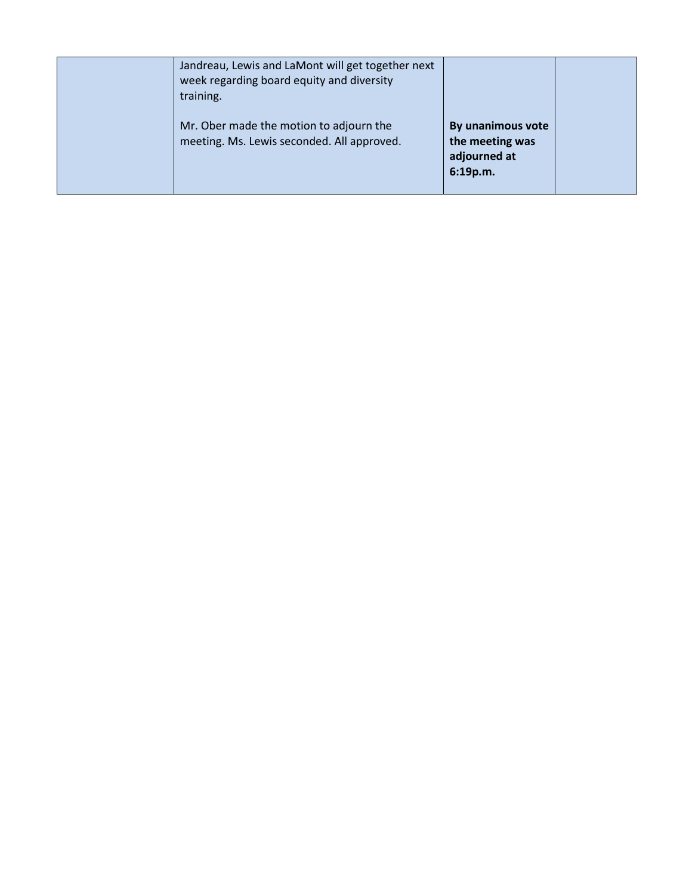| | | | |
|---|---|---|---|
| | Jandreau, Lewis and LaMont will get together next week regarding board equity and diversity training.<br><br>Mr. Ober made the motion to adjourn the meeting. Ms. Lewis seconded. All approved. | **By unanimous vote the meeting was adjourned at 6:19p.m.** | |